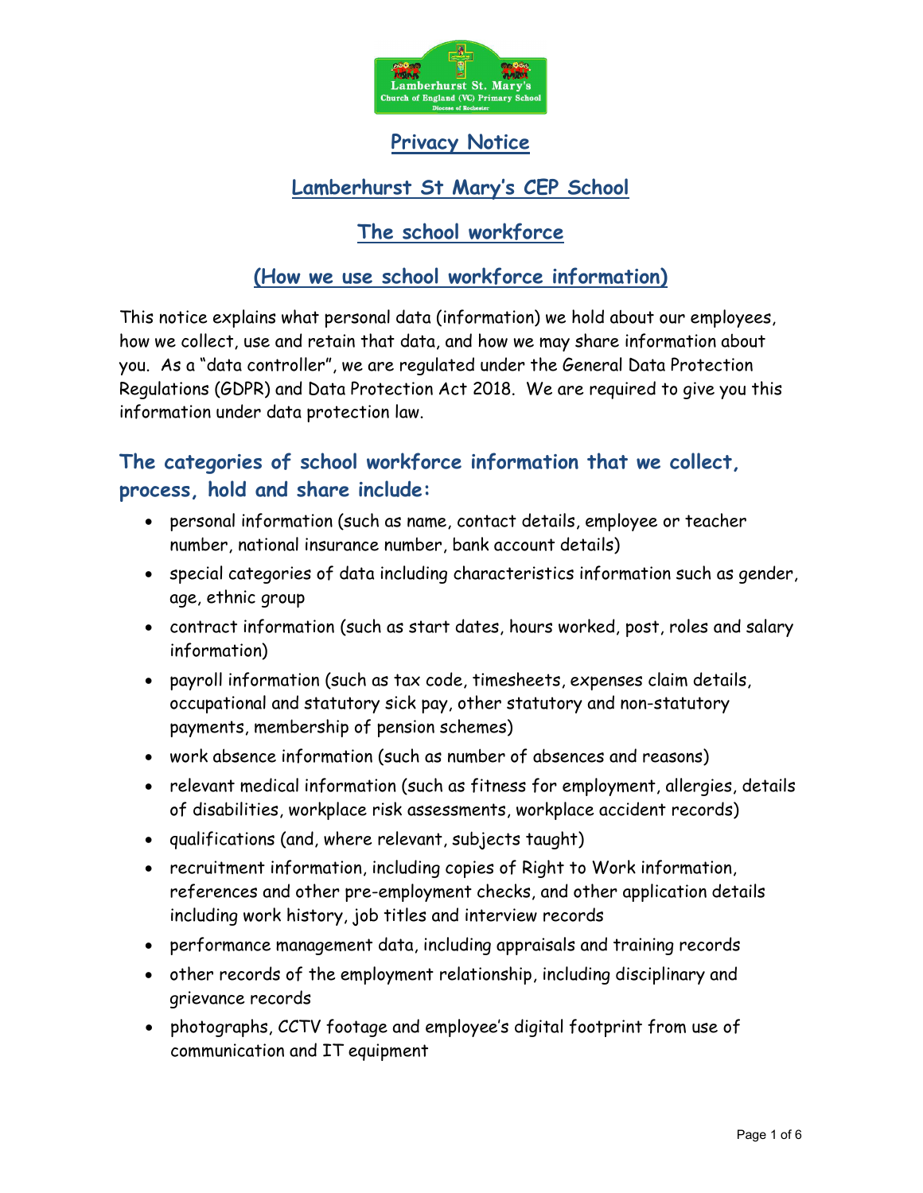# Privacy Notice

## Lamberhurst St Mary's CEP School

## The school workforce

## (How we use school workforce information)

This notice explains what personal data (information) we hold about our employees, how we collect, use and retain that data, and how we may share information about you. As a "data controller", we are regulated under the General Data Protection Regulations (GDPR) and Data Protection Act 2018. We are required to give you this information under data protection law.

## The categories of school workforce information that we collect, process, hold and share include:

- personal information (such as name, contact details, employee or teacher number, national insurance number, bank account details)
- special categories of data including characteristics information such as gender, age, ethnic group
- contract information (such as start dates, hours worked, post, roles and salary information)
- payroll information (such as tax code, timesheets, expenses claim details, occupational and statutory sick pay, other statutory and non-statutory payments, membership of pension schemes)
- work absence information (such as number of absences and reasons)
- relevant medical information (such as fitness for employment, allergies, details of disabilities, workplace risk assessments, workplace accident records)
- qualifications (and, where relevant, subjects taught)
- recruitment information, including copies of Right to Work information, references and other pre-employment checks, and other application details including work history, job titles and interview records
- performance management data, including appraisals and training records
- other records of the employment relationship, including disciplinary and grievance records
- photographs, CCTV footage and employee's digital footprint from use of communication and IT equipment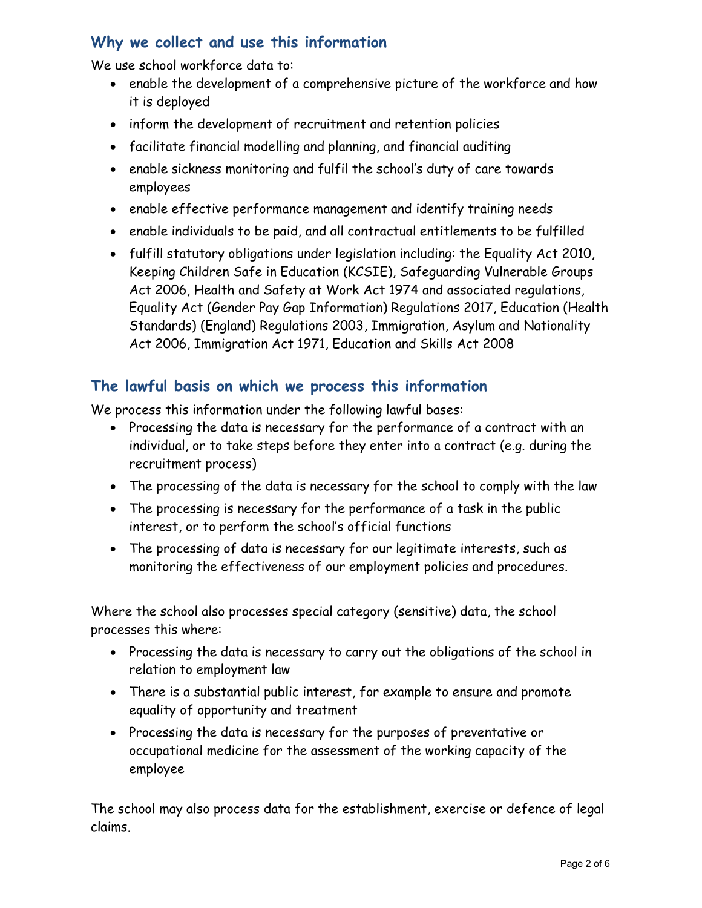## Why we collect and use this information

We use school workforce data to:

- enable the development of a comprehensive picture of the workforce and how it is deployed
- inform the development of recruitment and retention policies
- facilitate financial modelling and planning, and financial auditing
- enable sickness monitoring and fulfil the school's duty of care towards employees
- enable effective performance management and identify training needs
- enable individuals to be paid, and all contractual entitlements to be fulfilled
- fulfill statutory obligations under legislation including: the Equality Act 2010, Keeping Children Safe in Education (KCSIE), Safeguarding Vulnerable Groups Act 2006, Health and Safety at Work Act 1974 and associated regulations, Equality Act (Gender Pay Gap Information) Regulations 2017, Education (Health Standards) (England) Regulations 2003, Immigration, Asylum and Nationality Act 2006, Immigration Act 1971, Education and Skills Act 2008

## The lawful basis on which we process this information

We process this information under the following lawful bases:

- Processing the data is necessary for the performance of a contract with an individual, or to take steps before they enter into a contract (e.g. during the recruitment process)
- The processing of the data is necessary for the school to comply with the law
- The processing is necessary for the performance of a task in the public interest, or to perform the school's official functions
- The processing of data is necessary for our legitimate interests, such as monitoring the effectiveness of our employment policies and procedures.

Where the school also processes special category (sensitive) data, the school processes this where:

- Processing the data is necessary to carry out the obligations of the school in relation to employment law
- There is a substantial public interest, for example to ensure and promote equality of opportunity and treatment
- Processing the data is necessary for the purposes of preventative or occupational medicine for the assessment of the working capacity of the employee

The school may also process data for the establishment, exercise or defence of legal claims.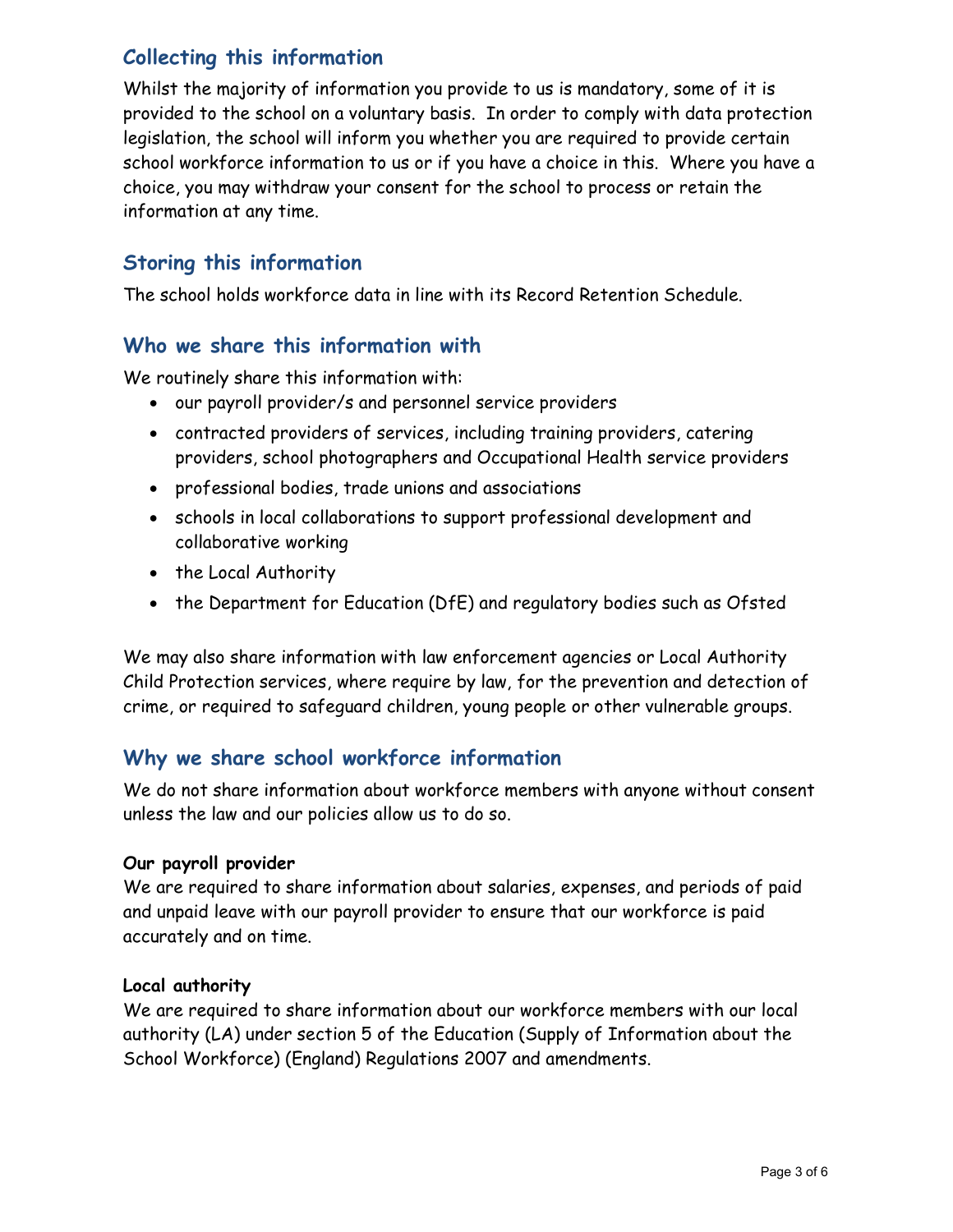## Collecting this information

Whilst the majority of information you provide to us is mandatory, some of it is provided to the school on a voluntary basis. In order to comply with data protection legislation, the school will inform you whether you are required to provide certain school workforce information to us or if you have a choice in this. Where you have a choice, you may withdraw your consent for the school to process or retain the information at any time.

## Storing this information

The school holds workforce data in line with its Record Retention Schedule.

## Who we share this information with

We routinely share this information with:

- our payroll provider/s and personnel service providers
- contracted providers of services, including training providers, catering providers, school photographers and Occupational Health service providers
- professional bodies, trade unions and associations
- schools in local collaborations to support professional development and collaborative working
- the Local Authority
- the Department for Education (DfE) and regulatory bodies such as Ofsted

We may also share information with law enforcement agencies or Local Authority Child Protection services, where require by law, for the prevention and detection of crime, or required to safeguard children, young people or other vulnerable groups.

## Why we share school workforce information

We do not share information about workforce members with anyone without consent unless the law and our policies allow us to do so.

**Our payroll provider**

We are required to share information about salaries, expenses, and periods of paid and unpaid leave with our payroll provider to ensure that our workforce is paid accurately and on time.

**Local authority**

We are required to share information about our workforce members with our local authority (LA) under section 5 of the Education (Supply of Information about the School Workforce) (England) Regulations 2007 and amendments.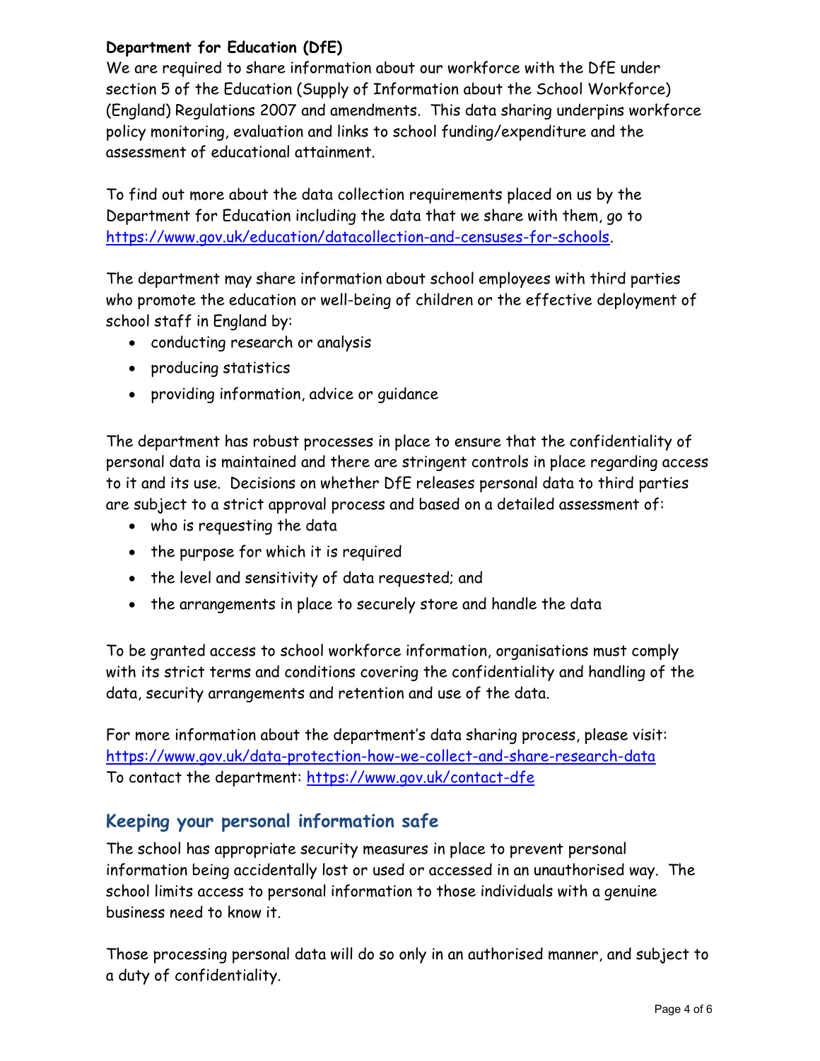**Department for Education (DfE)**

We are required to share information about our workforce with the DfE under section 5 of the Education (Supply of Information about the School Workforce) (England) Regulations 2007 and amendments. This data sharing underpins workforce policy monitoring, evaluation and links to school funding/expenditure and the assessment of educational attainment.

To find out more about the data collection requirements placed on us by the Department for Education including the data that we share with them, go to https://www.gov.uk/education/datacollection-and-censuses-for-schools.

The department may share information about school employees with third parties who promote the education or well-being of children or the effective deployment of school staff in England by:

- conducting research or analysis
- producing statistics
- providing information, advice or guidance

The department has robust processes in place to ensure that the confidentiality of personal data is maintained and there are stringent controls in place regarding access to it and its use. Decisions on whether DfE releases personal data to third parties are subject to a strict approval process and based on a detailed assessment of:

- who is requesting the data
- the purpose for which it is required
- the level and sensitivity of data requested; and
- the arrangements in place to securely store and handle the data

To be granted access to school workforce information, organisations must comply with its strict terms and conditions covering the confidentiality and handling of the data, security arrangements and retention and use of the data.

For more information about the department's data sharing process, please visit: https://www.gov.uk/data-protection-how-we-collect-and-share-research-data
To contact the department: https://www.gov.uk/contact-dfe

## Keeping your personal information safe

The school has appropriate security measures in place to prevent personal information being accidentally lost or used or accessed in an unauthorised way. The school limits access to personal information to those individuals with a genuine business need to know it.

Those processing personal data will do so only in an authorised manner, and subject to a duty of confidentiality.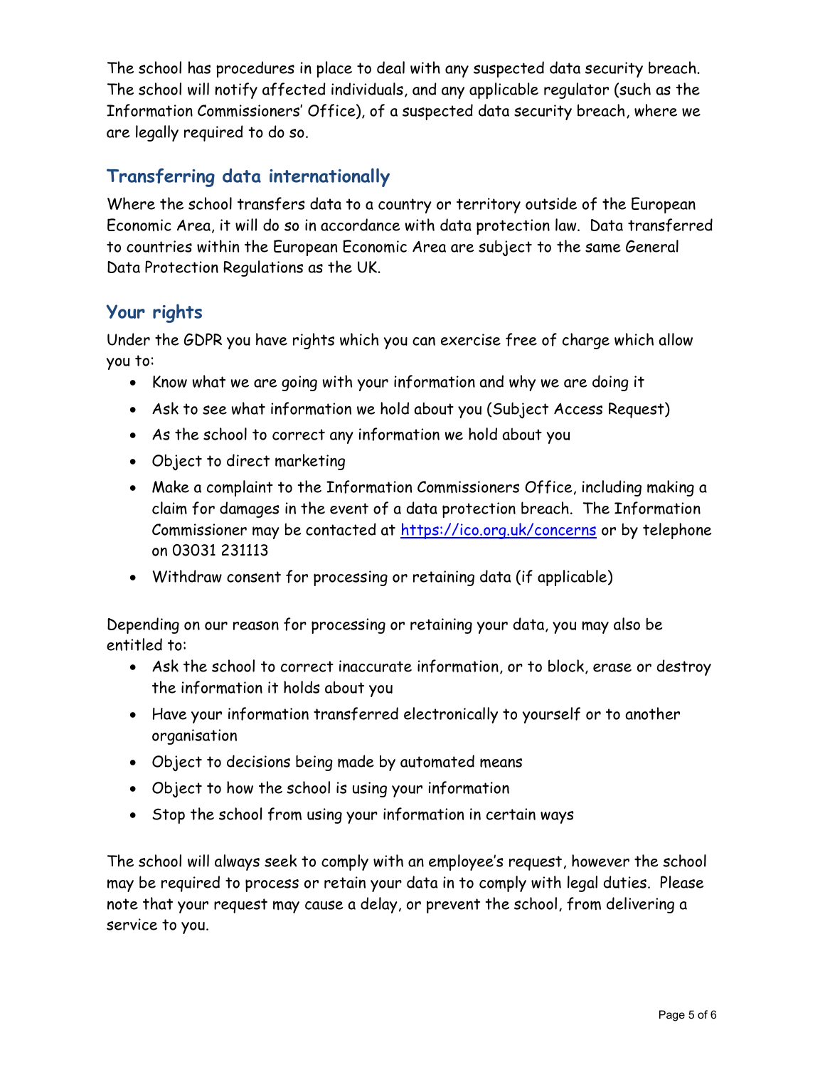The school has procedures in place to deal with any suspected data security breach. The school will notify affected individuals, and any applicable regulator (such as the Information Commissioners' Office), of a suspected data security breach, where we are legally required to do so.

## Transferring data internationally

Where the school transfers data to a country or territory outside of the European Economic Area, it will do so in accordance with data protection law. Data transferred to countries within the European Economic Area are subject to the same General Data Protection Regulations as the UK.

## Your rights

Under the GDPR you have rights which you can exercise free of charge which allow you to:

- Know what we are going with your information and why we are doing it
- Ask to see what information we hold about you (Subject Access Request)
- As the school to correct any information we hold about you
- Object to direct marketing
- Make a complaint to the Information Commissioners Office, including making a claim for damages in the event of a data protection breach. The Information Commissioner may be contacted at [https://ico.org.uk/concerns](https://ico.org.uk/concerns) or by telephone on 03031 231113
- Withdraw consent for processing or retaining data (if applicable)

Depending on our reason for processing or retaining your data, you may also be entitled to:

- Ask the school to correct inaccurate information, or to block, erase or destroy the information it holds about you
- Have your information transferred electronically to yourself or to another organisation
- Object to decisions being made by automated means
- Object to how the school is using your information
- Stop the school from using your information in certain ways

The school will always seek to comply with an employee's request, however the school may be required to process or retain your data in to comply with legal duties. Please note that your request may cause a delay, or prevent the school, from delivering a service to you.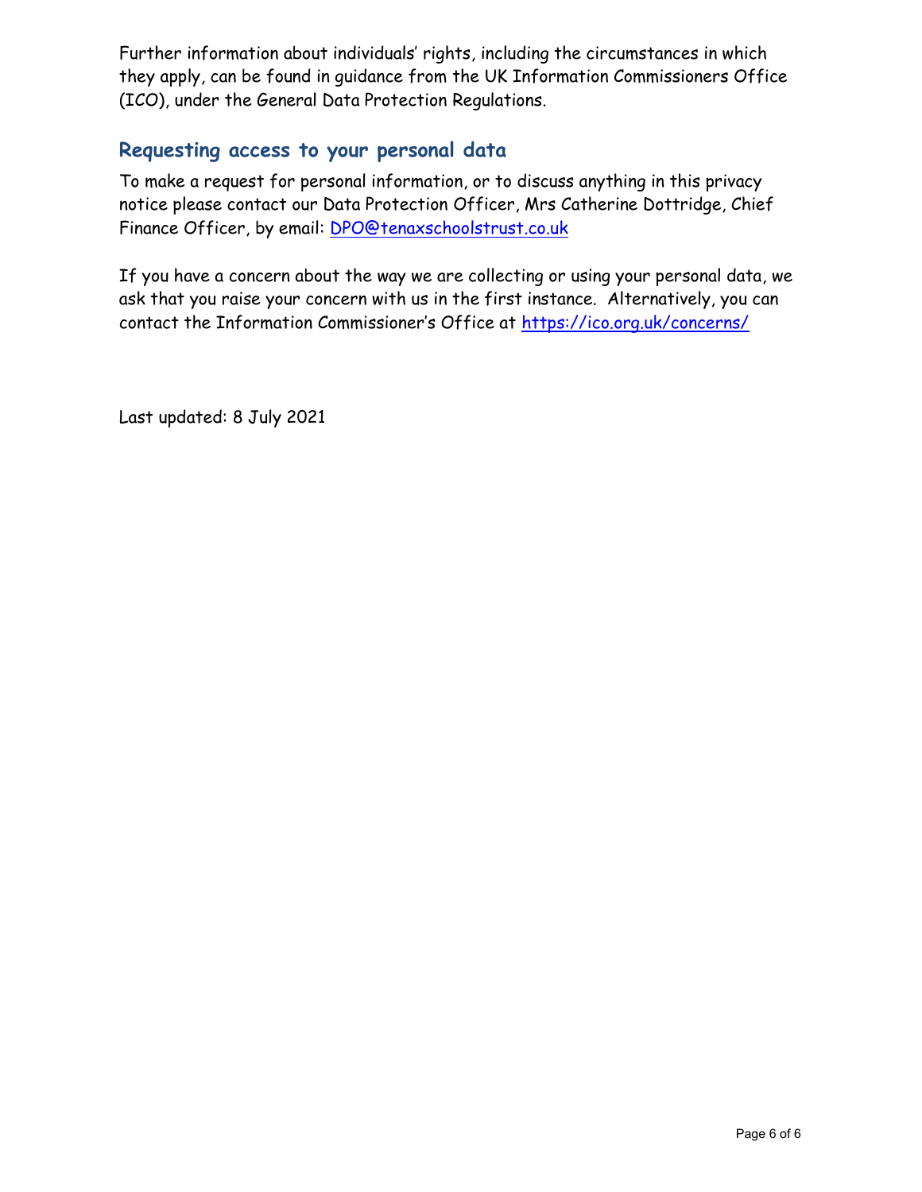Further information about individuals' rights, including the circumstances in which they apply, can be found in guidance from the UK Information Commissioners Office (ICO), under the General Data Protection Regulations.

## Requesting access to your personal data

To make a request for personal information, or to discuss anything in this privacy notice please contact our Data Protection Officer, Mrs Catherine Dottridge, Chief Finance Officer, by email: DPO@tenaxschoolstrust.co.uk

If you have a concern about the way we are collecting or using your personal data, we ask that you raise your concern with us in the first instance. Alternatively, you can contact the Information Commissioner's Office at https://ico.org.uk/concerns/

Last updated: 8 July 2021